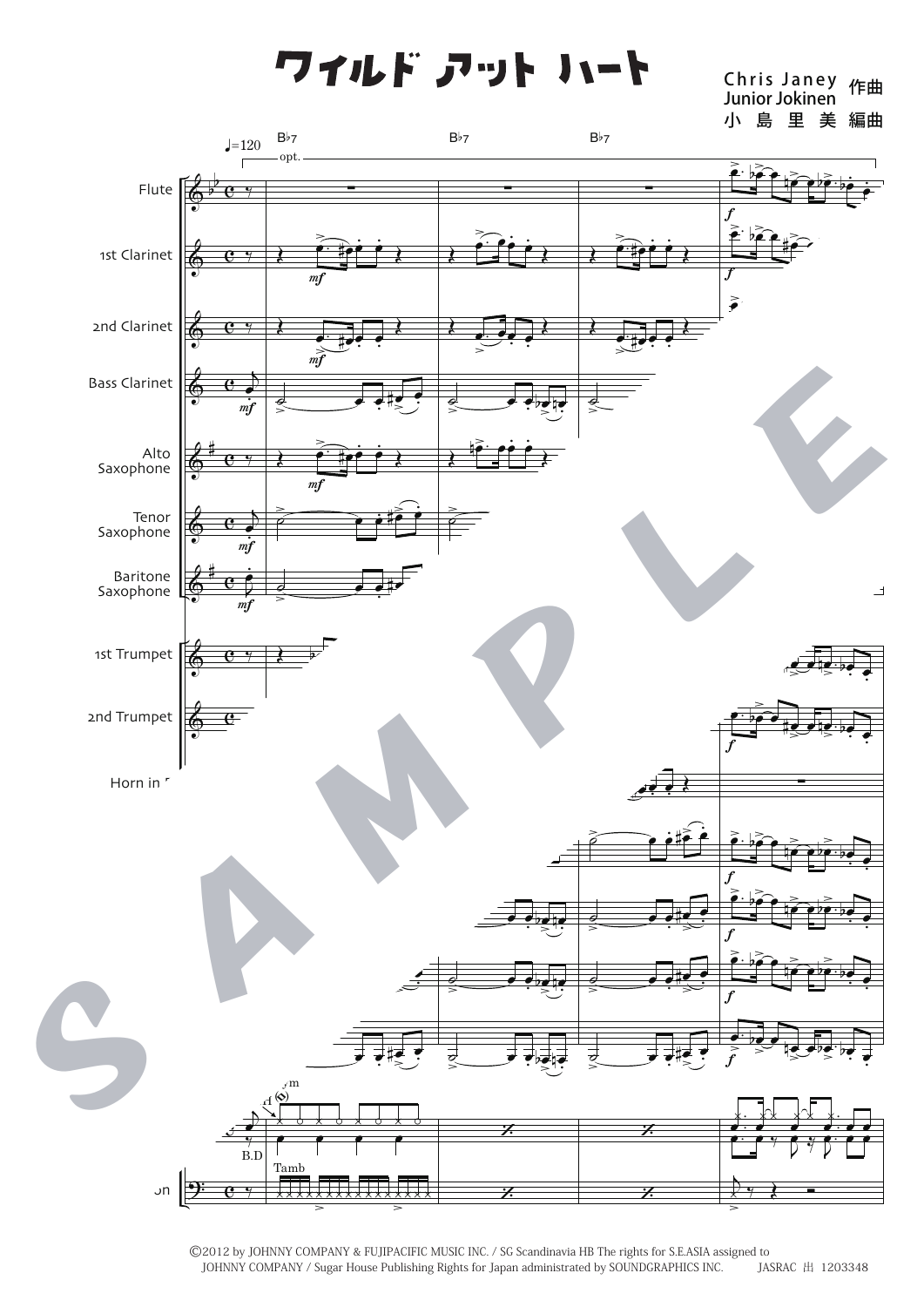# ワイルド アット ハート

Chris Janey
Junior Jokinen 作曲
小島里美 編曲

©2012 by JOHNNY COMPANY & FUJIPACIFIC MUSIC INC. / SG Scandinavia HB The rights for S.E.ASIA assigned to JOHNNY COMPANY / Sugar House Publishing Rights for Japan administrated by SOUNDGRAPHICS INC. JASRAC 出 1203348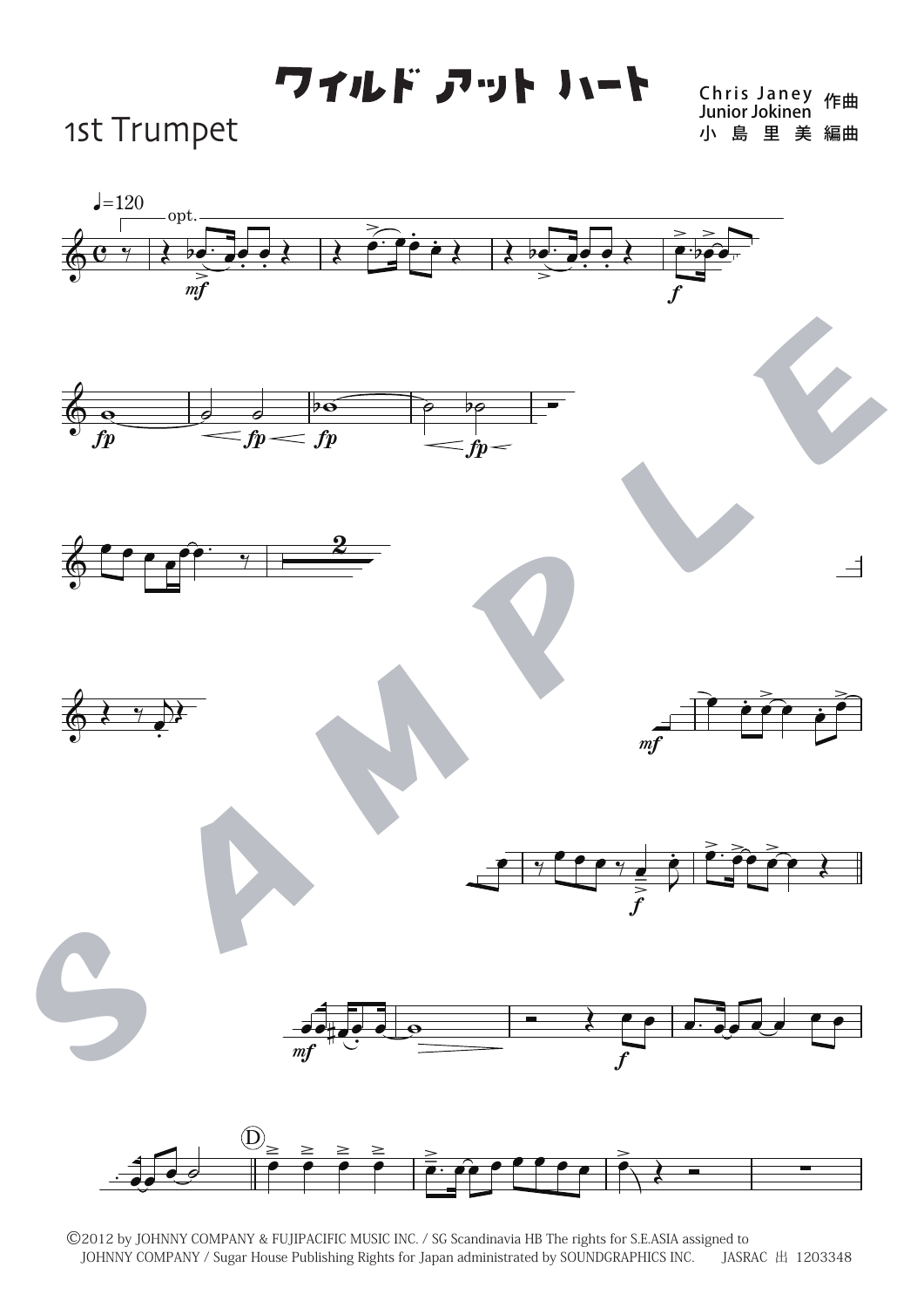# ワイルド アット ハート

Chris Janey
Junior Jokinen 作曲
小 島 里 美 編曲

## 1st Trumpet

©2012 by JOHNNY COMPANY & FUJIPACIFIC MUSIC INC. / SG Scandinavia HB The rights for S.E.ASIA assigned to JOHNNY COMPANY / Sugar House Publishing Rights for Japan administrated by SOUNDGRAPHICS INC. JASRAC 出 1203348